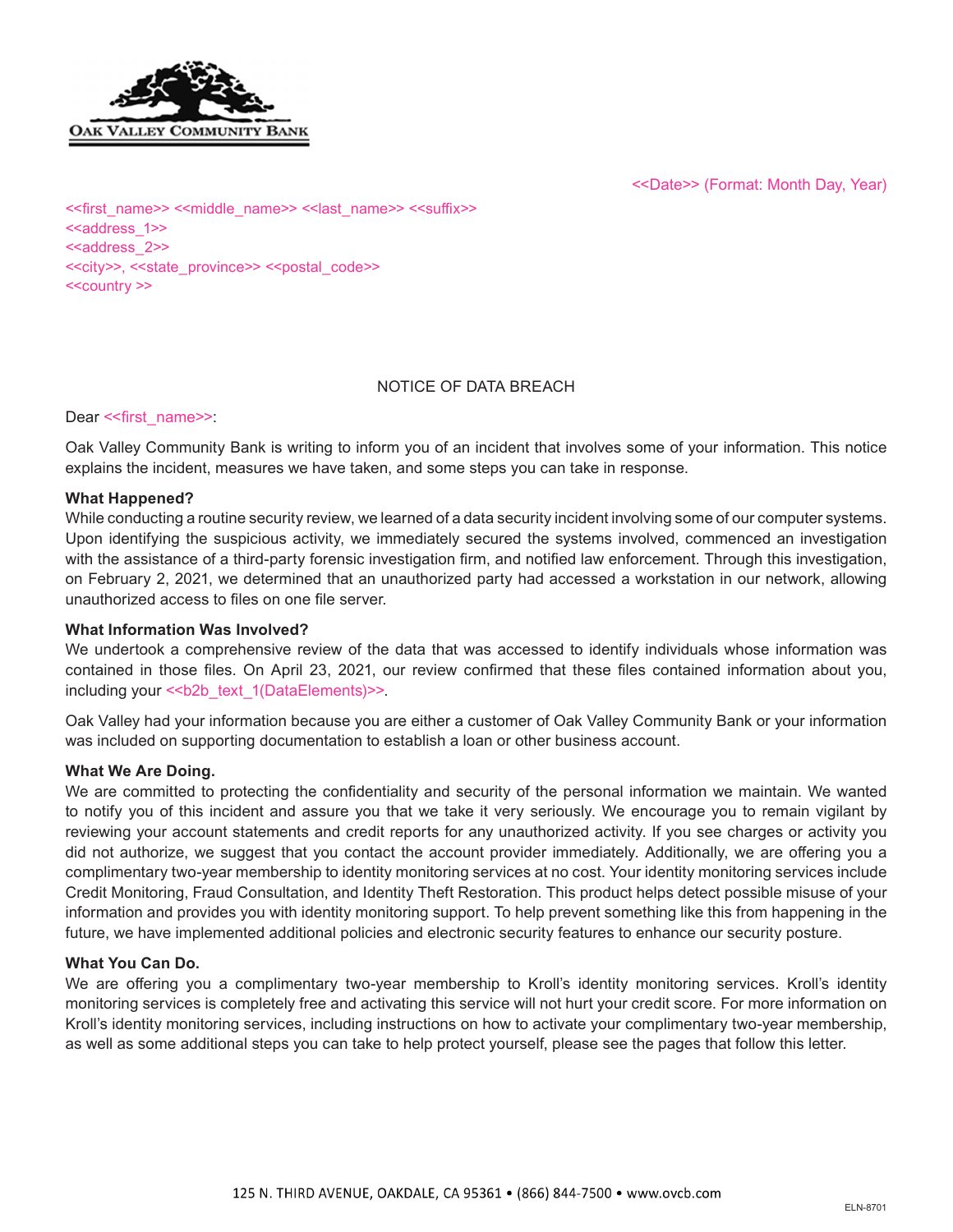OAK VALLEY COMMUNITY BANK

<<Date>> (Format: Month Day, Year)

<<first_name>> <<middle_name>> <<last_name>> <<suffix>>
<<address_1>>
<<address_2>>
<<city>>, <<state_province>> <<postal_code>>
<<country >>

NOTICE OF DATA BREACH

Dear <<first_name>>:

Oak Valley Community Bank is writing to inform you of an incident that involves some of your information. This notice explains the incident, measures we have taken, and some steps you can take in response.

**What Happened?**
While conducting a routine security review, we learned of a data security incident involving some of our computer systems. Upon identifying the suspicious activity, we immediately secured the systems involved, commenced an investigation with the assistance of a third-party forensic investigation firm, and notified law enforcement. Through this investigation, on February 2, 2021, we determined that an unauthorized party had accessed a workstation in our network, allowing unauthorized access to files on one file server.

**What Information Was Involved?**
We undertook a comprehensive review of the data that was accessed to identify individuals whose information was contained in those files. On April 23, 2021, our review confirmed that these files contained information about you, including your <<b2b_text_1(DataElements)>>.

Oak Valley had your information because you are either a customer of Oak Valley Community Bank or your information was included on supporting documentation to establish a loan or other business account.

**What We Are Doing.**
We are committed to protecting the confidentiality and security of the personal information we maintain. We wanted to notify you of this incident and assure you that we take it very seriously. We encourage you to remain vigilant by reviewing your account statements and credit reports for any unauthorized activity. If you see charges or activity you did not authorize, we suggest that you contact the account provider immediately. Additionally, we are offering you a complimentary two-year membership to identity monitoring services at no cost. Your identity monitoring services include Credit Monitoring, Fraud Consultation, and Identity Theft Restoration. This product helps detect possible misuse of your information and provides you with identity monitoring support. To help prevent something like this from happening in the future, we have implemented additional policies and electronic security features to enhance our security posture.

**What You Can Do.**
We are offering you a complimentary two-year membership to Kroll's identity monitoring services. Kroll's identity monitoring services is completely free and activating this service will not hurt your credit score. For more information on Kroll's identity monitoring services, including instructions on how to activate your complimentary two-year membership, as well as some additional steps you can take to help protect yourself, please see the pages that follow this letter.

125 N. THIRD AVENUE, OAKDALE, CA 95361 • (866) 844-7500 • www.ovcb.com

ELN-8701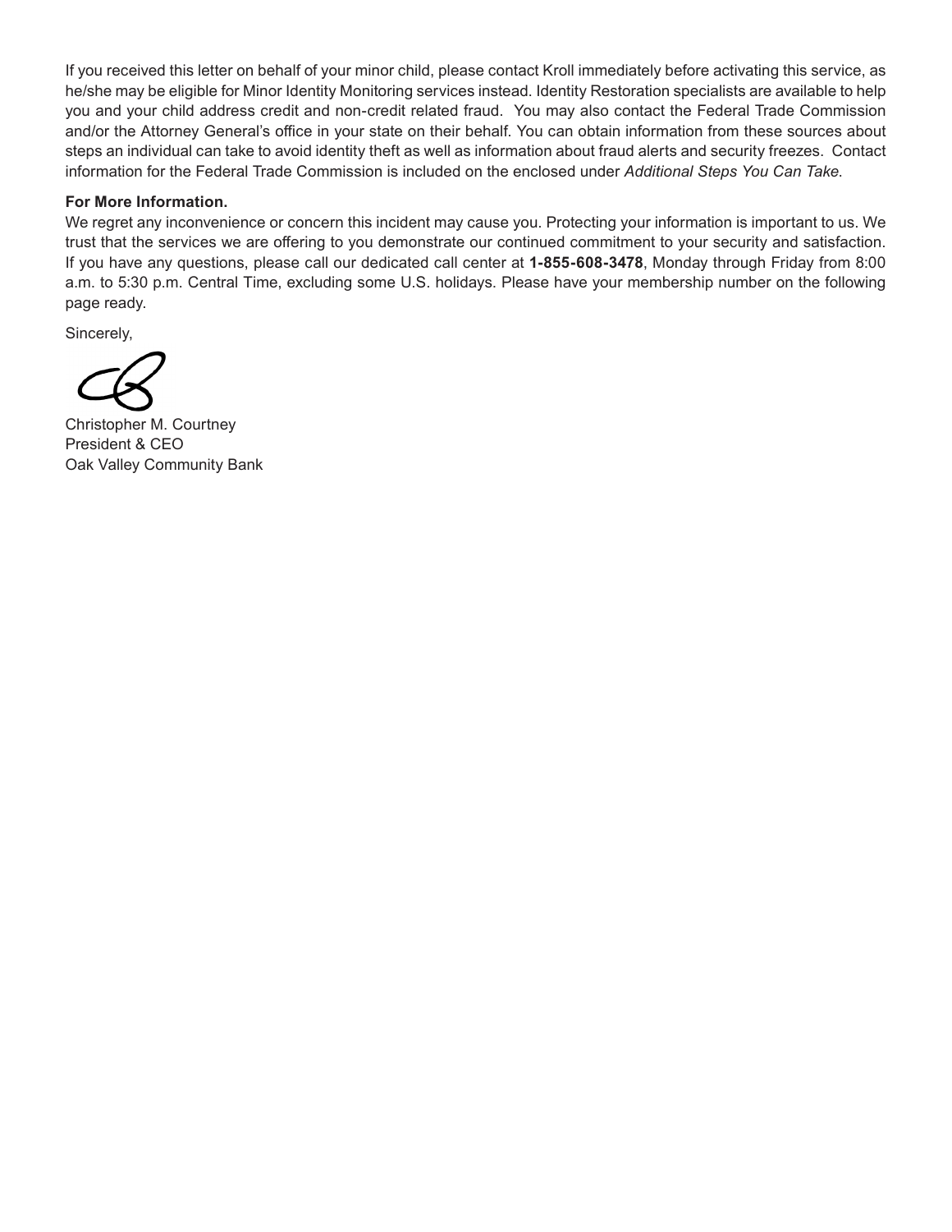If you received this letter on behalf of your minor child, please contact Kroll immediately before activating this service, as he/she may be eligible for Minor Identity Monitoring services instead. Identity Restoration specialists are available to help you and your child address credit and non-credit related fraud. You may also contact the Federal Trade Commission and/or the Attorney General's office in your state on their behalf. You can obtain information from these sources about steps an individual can take to avoid identity theft as well as information about fraud alerts and security freezes. Contact information for the Federal Trade Commission is included on the enclosed under *Additional Steps You Can Take*.

**For More Information.**

We regret any inconvenience or concern this incident may cause you. Protecting your information is important to us. We trust that the services we are offering to you demonstrate our continued commitment to your security and satisfaction. If you have any questions, please call our dedicated call center at **1-855-608-3478**, Monday through Friday from 8:00 a.m. to 5:30 p.m. Central Time, excluding some U.S. holidays. Please have your membership number on the following page ready.

Sincerely,

Christopher M. Courtney
President & CEO
Oak Valley Community Bank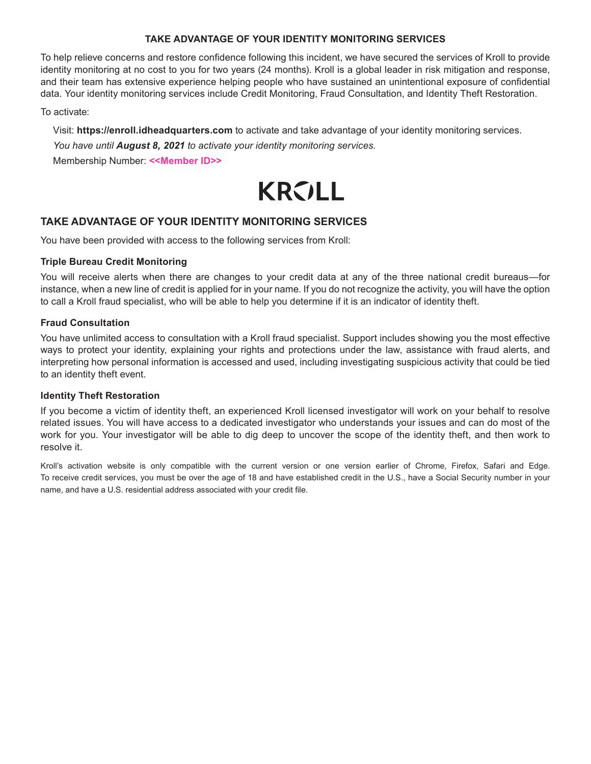**TAKE ADVANTAGE OF YOUR IDENTITY MONITORING SERVICES**

To help relieve concerns and restore confidence following this incident, we have secured the services of Kroll to provide identity monitoring at no cost to you for two years (24 months). Kroll is a global leader in risk mitigation and response, and their team has extensive experience helping people who have sustained an unintentional exposure of confidential data. Your identity monitoring services include Credit Monitoring, Fraud Consultation, and Identity Theft Restoration.

To activate:

Visit: **https://enroll.idheadquarters.com** to activate and take advantage of your identity monitoring services.

*You have until **August 8, 2021** to activate your identity monitoring services.*

Membership Number: **<<Member ID>>**

KROLL

## TAKE ADVANTAGE OF YOUR IDENTITY MONITORING SERVICES

You have been provided with access to the following services from Kroll:

### Triple Bureau Credit Monitoring

You will receive alerts when there are changes to your credit data at any of the three national credit bureaus—for instance, when a new line of credit is applied for in your name. If you do not recognize the activity, you will have the option to call a Kroll fraud specialist, who will be able to help you determine if it is an indicator of identity theft.

### Fraud Consultation

You have unlimited access to consultation with a Kroll fraud specialist. Support includes showing you the most effective ways to protect your identity, explaining your rights and protections under the law, assistance with fraud alerts, and interpreting how personal information is accessed and used, including investigating suspicious activity that could be tied to an identity theft event.

### Identity Theft Restoration

If you become a victim of identity theft, an experienced Kroll licensed investigator will work on your behalf to resolve related issues. You will have access to a dedicated investigator who understands your issues and can do most of the work for you. Your investigator will be able to dig deep to uncover the scope of the identity theft, and then work to resolve it.

Kroll's activation website is only compatible with the current version or one version earlier of Chrome, Firefox, Safari and Edge. To receive credit services, you must be over the age of 18 and have established credit in the U.S., have a Social Security number in your name, and have a U.S. residential address associated with your credit file.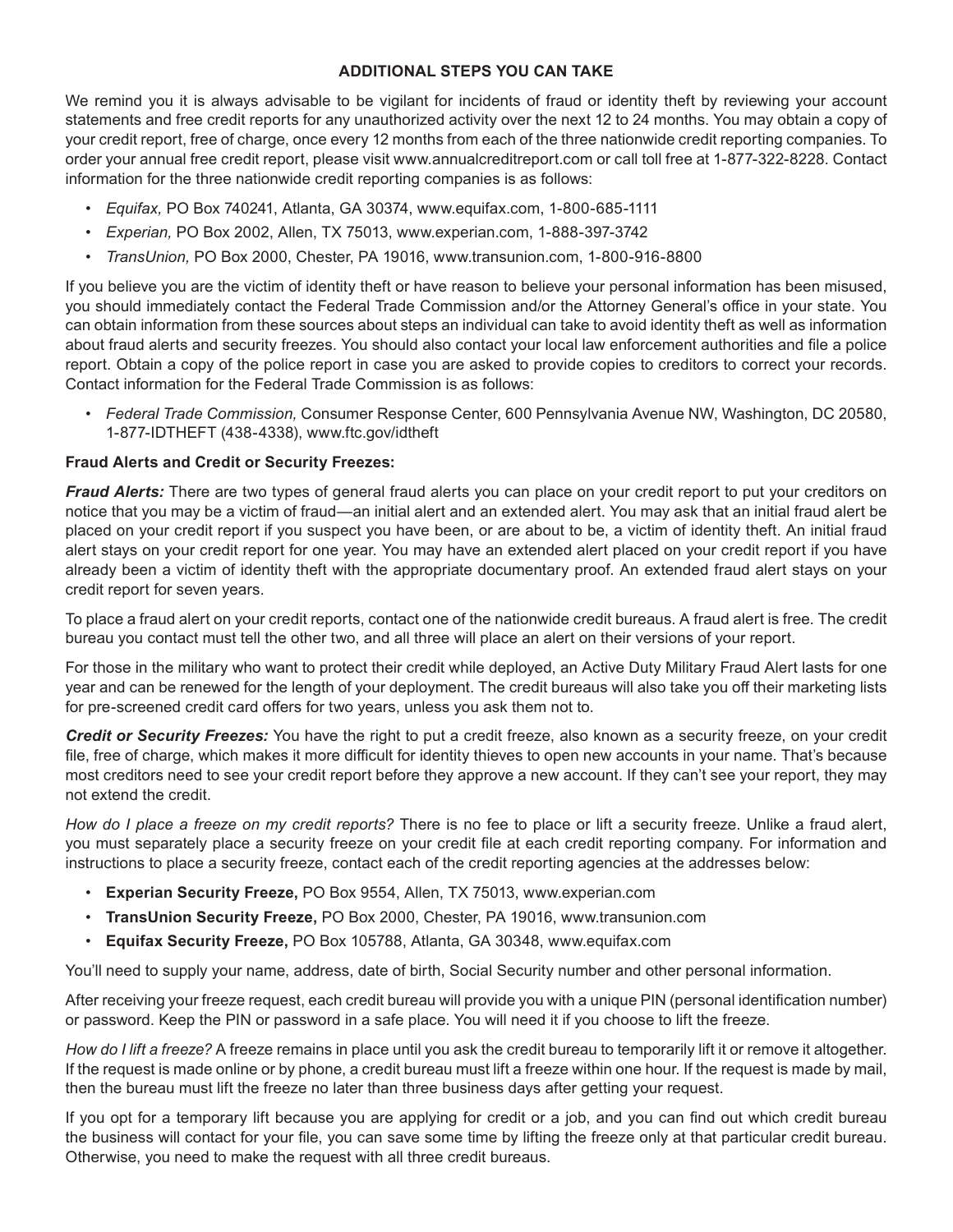## ADDITIONAL STEPS YOU CAN TAKE

We remind you it is always advisable to be vigilant for incidents of fraud or identity theft by reviewing your account statements and free credit reports for any unauthorized activity over the next 12 to 24 months. You may obtain a copy of your credit report, free of charge, once every 12 months from each of the three nationwide credit reporting companies. To order your annual free credit report, please visit www.annualcreditreport.com or call toll free at 1-877-322-8228. Contact information for the three nationwide credit reporting companies is as follows:

- *Equifax,* PO Box 740241, Atlanta, GA 30374, www.equifax.com, 1-800-685-1111
- *Experian,* PO Box 2002, Allen, TX 75013, www.experian.com, 1-888-397-3742
- *TransUnion,* PO Box 2000, Chester, PA 19016, www.transunion.com, 1-800-916-8800

If you believe you are the victim of identity theft or have reason to believe your personal information has been misused, you should immediately contact the Federal Trade Commission and/or the Attorney General's office in your state. You can obtain information from these sources about steps an individual can take to avoid identity theft as well as information about fraud alerts and security freezes. You should also contact your local law enforcement authorities and file a police report. Obtain a copy of the police report in case you are asked to provide copies to creditors to correct your records. Contact information for the Federal Trade Commission is as follows:

- *Federal Trade Commission,* Consumer Response Center, 600 Pennsylvania Avenue NW, Washington, DC 20580, 1-877-IDTHEFT (438-4338), www.ftc.gov/idtheft

**Fraud Alerts and Credit or Security Freezes:**

***Fraud Alerts:*** There are two types of general fraud alerts you can place on your credit report to put your creditors on notice that you may be a victim of fraud—an initial alert and an extended alert. You may ask that an initial fraud alert be placed on your credit report if you suspect you have been, or are about to be, a victim of identity theft. An initial fraud alert stays on your credit report for one year. You may have an extended alert placed on your credit report if you have already been a victim of identity theft with the appropriate documentary proof. An extended fraud alert stays on your credit report for seven years.

To place a fraud alert on your credit reports, contact one of the nationwide credit bureaus. A fraud alert is free. The credit bureau you contact must tell the other two, and all three will place an alert on their versions of your report.

For those in the military who want to protect their credit while deployed, an Active Duty Military Fraud Alert lasts for one year and can be renewed for the length of your deployment. The credit bureaus will also take you off their marketing lists for pre-screened credit card offers for two years, unless you ask them not to.

***Credit or Security Freezes:*** You have the right to put a credit freeze, also known as a security freeze, on your credit file, free of charge, which makes it more difficult for identity thieves to open new accounts in your name. That's because most creditors need to see your credit report before they approve a new account. If they can't see your report, they may not extend the credit.

*How do I place a freeze on my credit reports?* There is no fee to place or lift a security freeze. Unlike a fraud alert, you must separately place a security freeze on your credit file at each credit reporting company. For information and instructions to place a security freeze, contact each of the credit reporting agencies at the addresses below:

- **Experian Security Freeze,** PO Box 9554, Allen, TX 75013, www.experian.com
- **TransUnion Security Freeze,** PO Box 2000, Chester, PA 19016, www.transunion.com
- **Equifax Security Freeze,** PO Box 105788, Atlanta, GA 30348, www.equifax.com

You'll need to supply your name, address, date of birth, Social Security number and other personal information.

After receiving your freeze request, each credit bureau will provide you with a unique PIN (personal identification number) or password. Keep the PIN or password in a safe place. You will need it if you choose to lift the freeze.

*How do I lift a freeze?* A freeze remains in place until you ask the credit bureau to temporarily lift it or remove it altogether. If the request is made online or by phone, a credit bureau must lift a freeze within one hour. If the request is made by mail, then the bureau must lift the freeze no later than three business days after getting your request.

If you opt for a temporary lift because you are applying for credit or a job, and you can find out which credit bureau the business will contact for your file, you can save some time by lifting the freeze only at that particular credit bureau. Otherwise, you need to make the request with all three credit bureaus.